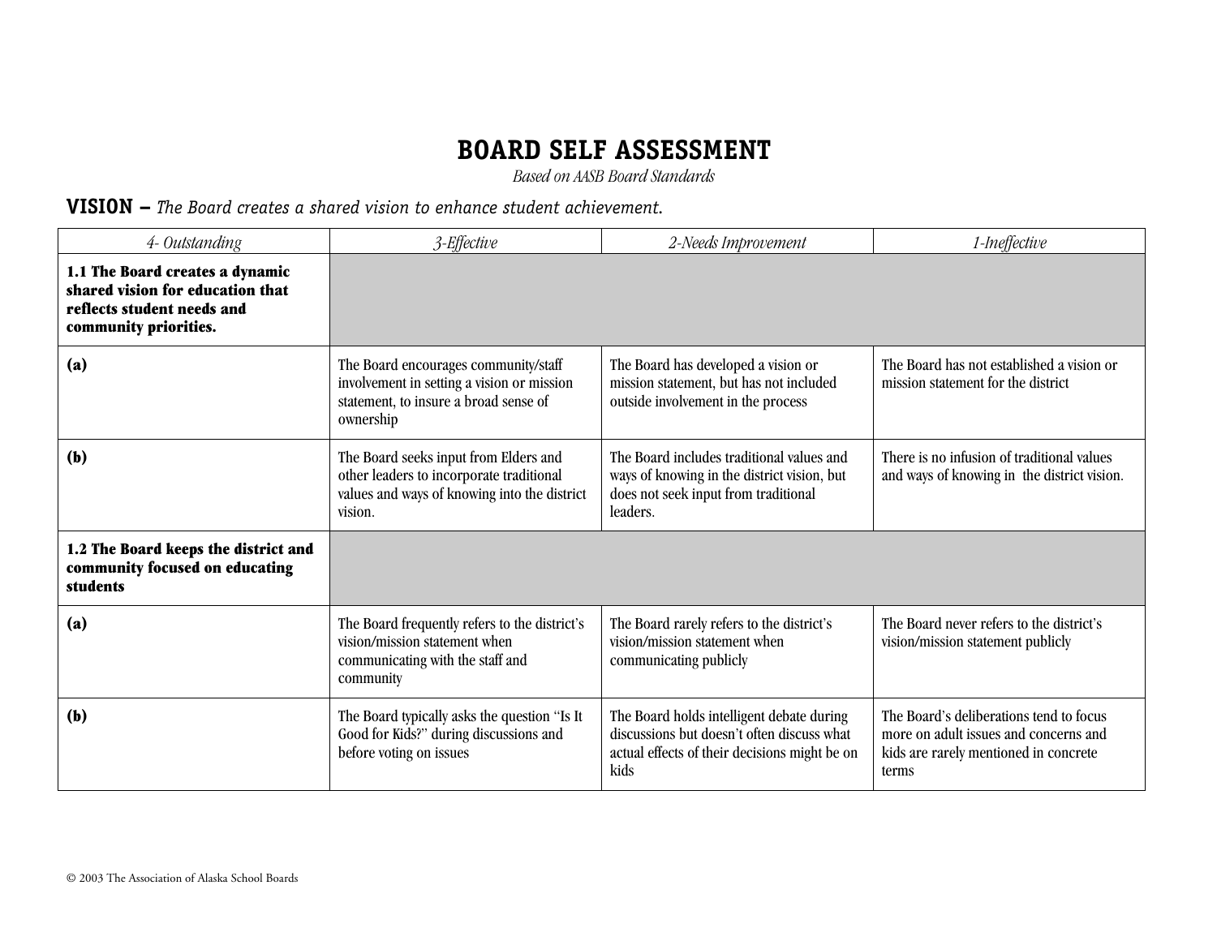# BOARD SELF ASSESSMENT

*Based on AASB Board Standards*

## VISION – *The Board creates a shared vision to enhance student achievement.*

| *4- Outstanding* | *3-Effective* | *2-Needs Improvement* | *1-Ineffective* |
|---|---|---|---|
| **1.1 The Board creates a dynamic shared vision for education that reflects student needs and community priorities.** | | | |
| **(a)** | The Board encourages community/staff involvement in setting a vision or mission statement, to insure a broad sense of ownership | The Board has developed a vision or mission statement, but has not included outside involvement in the process | The Board has not established a vision or mission statement for the district |
| **(b)** | The Board seeks input from Elders and other leaders to incorporate traditional values and ways of knowing into the district vision. | The Board includes traditional values and ways of knowing in the district vision, but does not seek input from traditional leaders. | There is no infusion of traditional values and ways of knowing in the district vision. |
| **1.2 The Board keeps the district and community focused on educating students** | | | |
| **(a)** | The Board frequently refers to the district's vision/mission statement when communicating with the staff and community | The Board rarely refers to the district's vision/mission statement when communicating publicly | The Board never refers to the district's vision/mission statement publicly |
| **(b)** | The Board typically asks the question "Is It Good for Kids?" during discussions and before voting on issues | The Board holds intelligent debate during discussions but doesn't often discuss what actual effects of their decisions might be on kids | The Board's deliberations tend to focus more on adult issues and concerns and kids are rarely mentioned in concrete terms |

© 2003 The Association of Alaska School Boards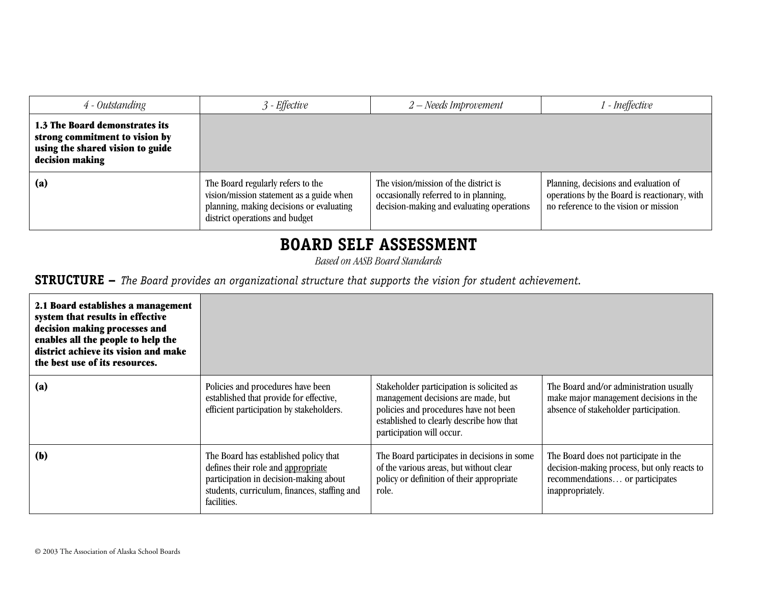| 4 - Outstanding | 3 - Effective | 2 – Needs Improvement | 1 - Ineffective |
|---|---|---|---|
| **1.3 The Board demonstrates its strong commitment to vision by using the shared vision to guide decision making** | | | |
| **(a)** | The Board regularly refers to the vision/mission statement as a guide when planning, making decisions or evaluating district operations and budget | The vision/mission of the district is occasionally referred to in planning, decision-making and evaluating operations | Planning, decisions and evaluation of operations by the Board is reactionary, with no reference to the vision or mission |

# BOARD SELF ASSESSMENT

*Based on AASB Board Standards*

## STRUCTURE – *The Board provides an organizational structure that supports the vision for student achievement.*

| | | | |
|---|---|---|---|
| **2.1 Board establishes a management system that results in effective decision making processes and enables all the people to help the district achieve its vision and make the best use of its resources.** | | | |
| **(a)** | Policies and procedures have been established that provide for effective, efficient participation by stakeholders. | Stakeholder participation is solicited as management decisions are made, but policies and procedures have not been established to clearly describe how that participation will occur. | The Board and/or administration usually make major management decisions in the absence of stakeholder participation. |
| **(b)** | The Board has established policy that defines their role and appropriate participation in decision-making about students, curriculum, finances, staffing and facilities. | The Board participates in decisions in some of the various areas, but without clear policy or definition of their appropriate role. | The Board does not participate in the decision-making process, but only reacts to recommendations… or participates inappropriately. |

© 2003 The Association of Alaska School Boards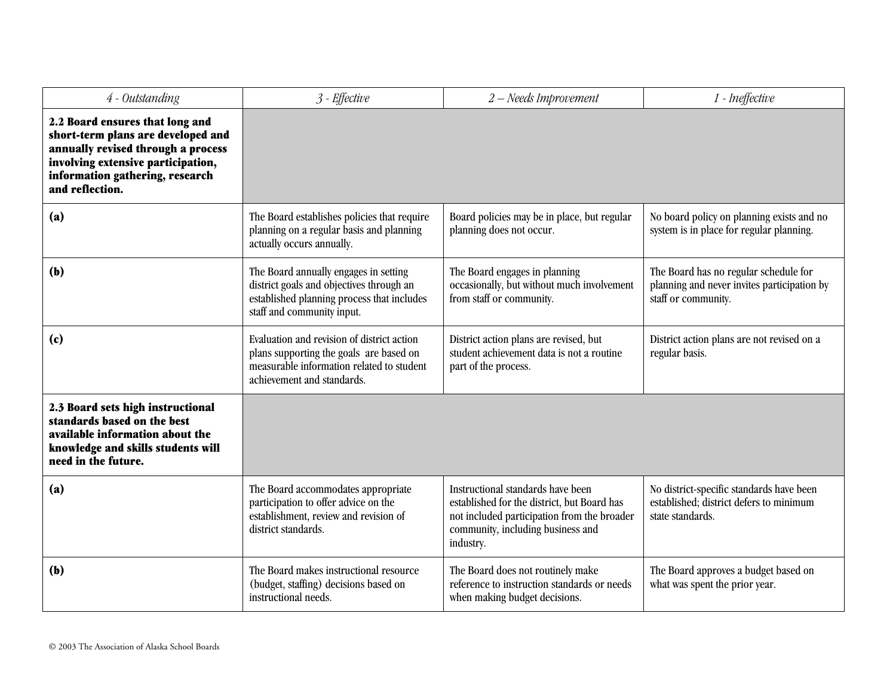| *4 - Outstanding* | *3 - Effective* | *2 – Needs Improvement* | *1 - Ineffective* |
|---|---|---|---|
| **2.2 Board ensures that long and short-term plans are developed and annually revised through a process involving extensive participation, information gathering, research and reflection.** | | | |
| **(a)** | The Board establishes policies that require planning on a regular basis and planning actually occurs annually. | Board policies may be in place, but regular planning does not occur. | No board policy on planning exists and no system is in place for regular planning. |
| **(b)** | The Board annually engages in setting district goals and objectives through an established planning process that includes staff and community input. | The Board engages in planning occasionally, but without much involvement from staff or community. | The Board has no regular schedule for planning and never invites participation by staff or community. |
| **(c)** | Evaluation and revision of district action plans supporting the goals are based on measurable information related to student achievement and standards. | District action plans are revised, but student achievement data is not a routine part of the process. | District action plans are not revised on a regular basis. |
| **2.3 Board sets high instructional standards based on the best available information about the knowledge and skills students will need in the future.** | | | |
| **(a)** | The Board accommodates appropriate participation to offer advice on the establishment, review and revision of district standards. | Instructional standards have been established for the district, but Board has not included participation from the broader community, including business and industry. | No district-specific standards have been established; district defers to minimum state standards. |
| **(b)** | The Board makes instructional resource (budget, staffing) decisions based on instructional needs. | The Board does not routinely make reference to instruction standards or needs when making budget decisions. | The Board approves a budget based on what was spent the prior year. |

© 2003 The Association of Alaska School Boards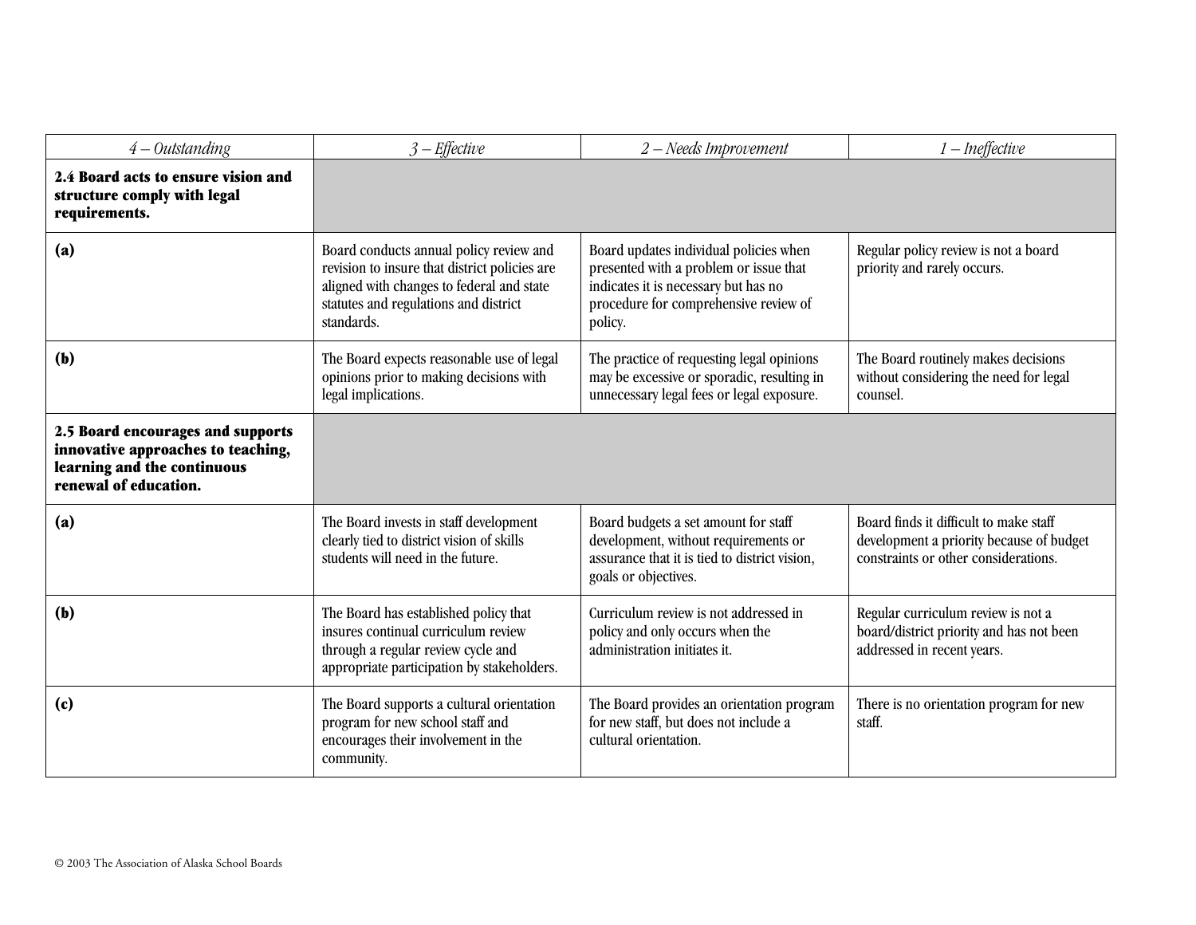| *4 – Outstanding* | *3 – Effective* | *2 – Needs Improvement* | *1 – Ineffective* |
|---|---|---|---|
| **2.4 Board acts to ensure vision and structure comply with legal requirements.** | | | |
| **(a)** | Board conducts annual policy review and revision to insure that district policies are aligned with changes to federal and state statutes and regulations and district standards. | Board updates individual policies when presented with a problem or issue that indicates it is necessary but has no procedure for comprehensive review of policy. | Regular policy review is not a board priority and rarely occurs. |
| **(b)** | The Board expects reasonable use of legal opinions prior to making decisions with legal implications. | The practice of requesting legal opinions may be excessive or sporadic, resulting in unnecessary legal fees or legal exposure. | The Board routinely makes decisions without considering the need for legal counsel. |
| **2.5 Board encourages and supports innovative approaches to teaching, learning and the continuous renewal of education.** | | | |
| **(a)** | The Board invests in staff development clearly tied to district vision of skills students will need in the future. | Board budgets a set amount for staff development, without requirements or assurance that it is tied to district vision, goals or objectives. | Board finds it difficult to make staff development a priority because of budget constraints or other considerations. |
| **(b)** | The Board has established policy that insures continual curriculum review through a regular review cycle and appropriate participation by stakeholders. | Curriculum review is not addressed in policy and only occurs when the administration initiates it. | Regular curriculum review is not a board/district priority and has not been addressed in recent years. |
| **(c)** | The Board supports a cultural orientation program for new school staff and encourages their involvement in the community. | The Board provides an orientation program for new staff, but does not include a cultural orientation. | There is no orientation program for new staff. |

© 2003 The Association of Alaska School Boards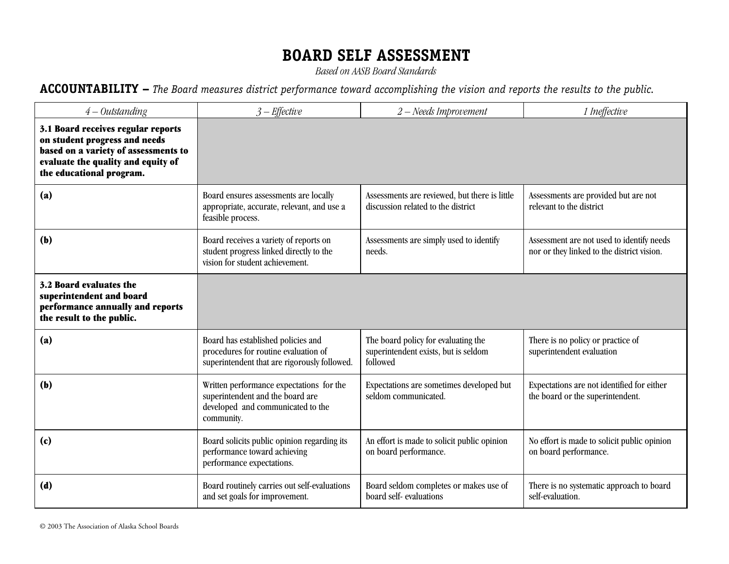# BOARD SELF ASSESSMENT

*Based on AASB Board Standards*

**ACCOUNTABILITY –** *The Board measures district performance toward accomplishing the vision and reports the results to the public.*

| *4 – Outstanding* | *3 – Effective* | *2 – Needs Improvement* | *1 Ineffective* |
|---|---|---|---|
| **3.1 Board receives regular reports on student progress and needs based on a variety of assessments to evaluate the quality and equity of the educational program.** | | | |
| **(a)** | Board ensures assessments are locally appropriate, accurate, relevant, and use a feasible process. | Assessments are reviewed, but there is little discussion related to the district | Assessments are provided but are not relevant to the district |
| **(b)** | Board receives a variety of reports on student progress linked directly to the vision for student achievement. | Assessments are simply used to identify needs. | Assessment are not used to identify needs nor or they linked to the district vision. |
| **3.2 Board evaluates the superintendent and board performance annually and reports the result to the public.** | | | |
| **(a)** | Board has established policies and procedures for routine evaluation of superintendent that are rigorously followed. | The board policy for evaluating the superintendent exists, but is seldom followed | There is no policy or practice of superintendent evaluation |
| **(b)** | Written performance expectations for the superintendent and the board are developed and communicated to the community. | Expectations are sometimes developed but seldom communicated. | Expectations are not identified for either the board or the superintendent. |
| **(c)** | Board solicits public opinion regarding its performance toward achieving performance expectations. | An effort is made to solicit public opinion on board performance. | No effort is made to solicit public opinion on board performance. |
| **(d)** | Board routinely carries out self-evaluations and set goals for improvement. | Board seldom completes or makes use of board self- evaluations | There is no systematic approach to board self-evaluation. |

© 2003 The Association of Alaska School Boards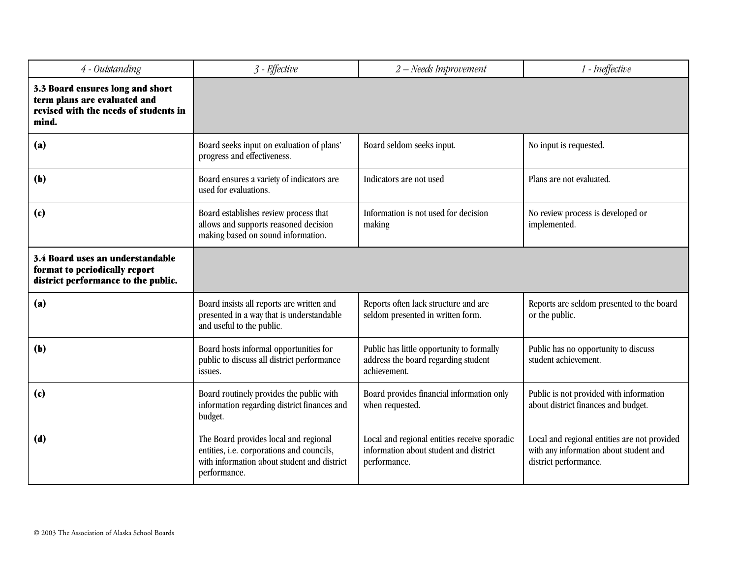| *4 - Outstanding* | *3 - Effective* | *2 – Needs Improvement* | *1 - Ineffective* |
|---|---|---|---|
| **3.3 Board ensures long and short term plans are evaluated and revised with the needs of students in mind.** | | | |
| **(a)** | Board seeks input on evaluation of plans' progress and effectiveness. | Board seldom seeks input. | No input is requested. |
| **(b)** | Board ensures a variety of indicators are used for evaluations. | Indicators are not used | Plans are not evaluated. |
| **(c)** | Board establishes review process that allows and supports reasoned decision making based on sound information. | Information is not used for decision making | No review process is developed or implemented. |
| **3.4 Board uses an understandable format to periodically report district performance to the public.** | | | |
| **(a)** | Board insists all reports are written and presented in a way that is understandable and useful to the public. | Reports often lack structure and are seldom presented in written form. | Reports are seldom presented to the board or the public. |
| **(b)** | Board hosts informal opportunities for public to discuss all district performance issues. | Public has little opportunity to formally address the board regarding student achievement. | Public has no opportunity to discuss student achievement. |
| **(c)** | Board routinely provides the public with information regarding district finances and budget. | Board provides financial information only when requested. | Public is not provided with information about district finances and budget. |
| **(d)** | The Board provides local and regional entities, i.e. corporations and councils, with information about student and district performance. | Local and regional entities receive sporadic information about student and district performance. | Local and regional entities are not provided with any information about student and district performance. |

© 2003 The Association of Alaska School Boards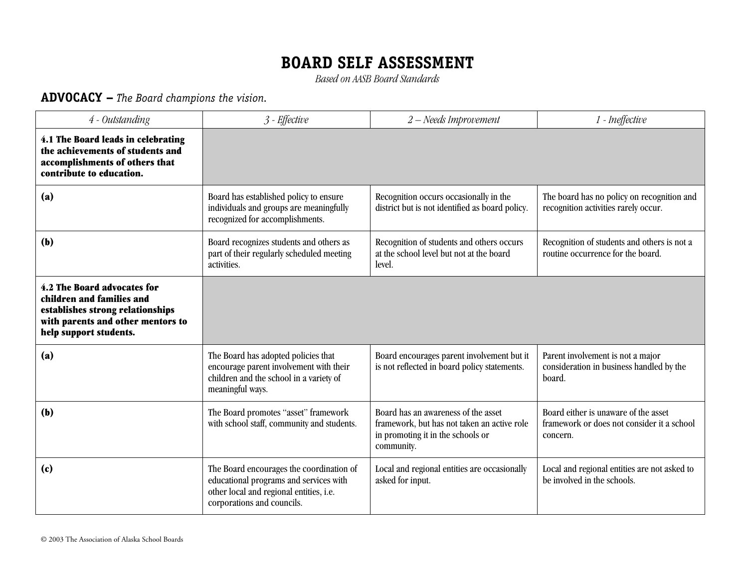# BOARD SELF ASSESSMENT

*Based on AASB Board Standards*

## ADVOCACY – *The Board champions the vision.*

| *4 - Outstanding* | *3 - Effective* | *2 – Needs Improvement* | *1 - Ineffective* |
|---|---|---|---|
| **4.1 The Board leads in celebrating the achievements of students and accomplishments of others that contribute to education.** | | | |
| **(a)** | Board has established policy to ensure individuals and groups are meaningfully recognized for accomplishments. | Recognition occurs occasionally in the district but is not identified as board policy. | The board has no policy on recognition and recognition activities rarely occur. |
| **(b)** | Board recognizes students and others as part of their regularly scheduled meeting activities. | Recognition of students and others occurs at the school level but not at the board level. | Recognition of students and others is not a routine occurrence for the board. |
| **4.2 The Board advocates for children and families and establishes strong relationships with parents and other mentors to help support students.** | | | |
| **(a)** | The Board has adopted policies that encourage parent involvement with their children and the school in a variety of meaningful ways. | Board encourages parent involvement but it is not reflected in board policy statements. | Parent involvement is not a major consideration in business handled by the board. |
| **(b)** | The Board promotes "asset" framework with school staff, community and students. | Board has an awareness of the asset framework, but has not taken an active role in promoting it in the schools or community. | Board either is unaware of the asset framework or does not consider it a school concern. |
| **(c)** | The Board encourages the coordination of educational programs and services with other local and regional entities, i.e. corporations and councils. | Local and regional entities are occasionally asked for input. | Local and regional entities are not asked to be involved in the schools. |

© 2003 The Association of Alaska School Boards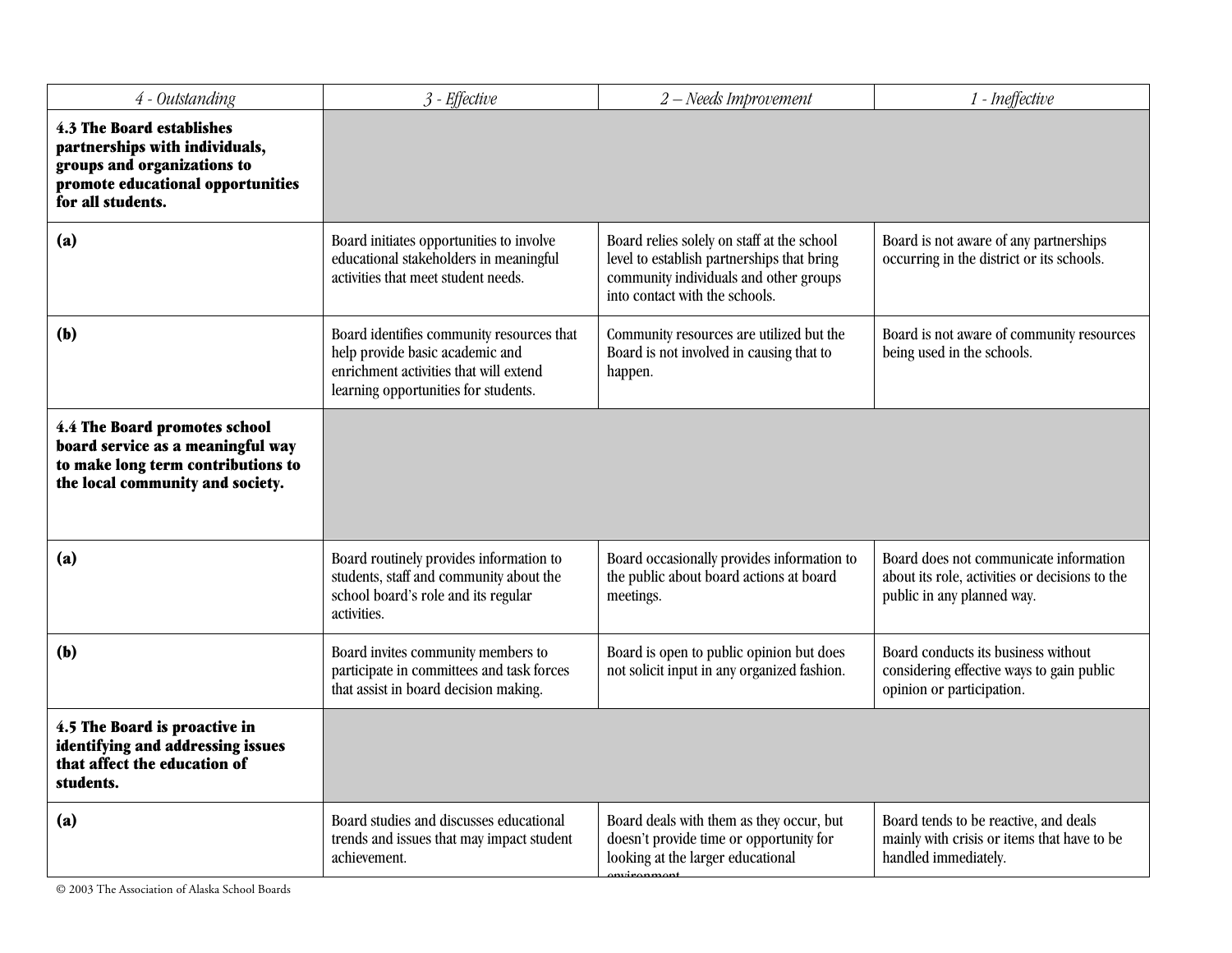| 4 - Outstanding | 3 - Effective | 2 – Needs Improvement | 1 - Ineffective |
|---|---|---|---|
| **4.3 The Board establishes partnerships with individuals, groups and organizations to promote educational opportunities for all students.** | | | |
| **(a)** | Board initiates opportunities to involve educational stakeholders in meaningful activities that meet student needs. | Board relies solely on staff at the school level to establish partnerships that bring community individuals and other groups into contact with the schools. | Board is not aware of any partnerships occurring in the district or its schools. |
| **(b)** | Board identifies community resources that help provide basic academic and enrichment activities that will extend learning opportunities for students. | Community resources are utilized but the Board is not involved in causing that to happen. | Board is not aware of community resources being used in the schools. |
| **4.4 The Board promotes school board service as a meaningful way to make long term contributions to the local community and society.** | | | |
| **(a)** | Board routinely provides information to students, staff and community about the school board's role and its regular activities. | Board occasionally provides information to the public about board actions at board meetings. | Board does not communicate information about its role, activities or decisions to the public in any planned way. |
| **(b)** | Board invites community members to participate in committees and task forces that assist in board decision making. | Board is open to public opinion but does not solicit input in any organized fashion. | Board conducts its business without considering effective ways to gain public opinion or participation. |
| **4.5 The Board is proactive in identifying and addressing issues that affect the education of students.** | | | |
| **(a)** | Board studies and discusses educational trends and issues that may impact student achievement. | Board deals with them as they occur, but doesn't provide time or opportunity for looking at the larger educational environment. | Board tends to be reactive, and deals mainly with crisis or items that have to be handled immediately. |

© 2003 The Association of Alaska School Boards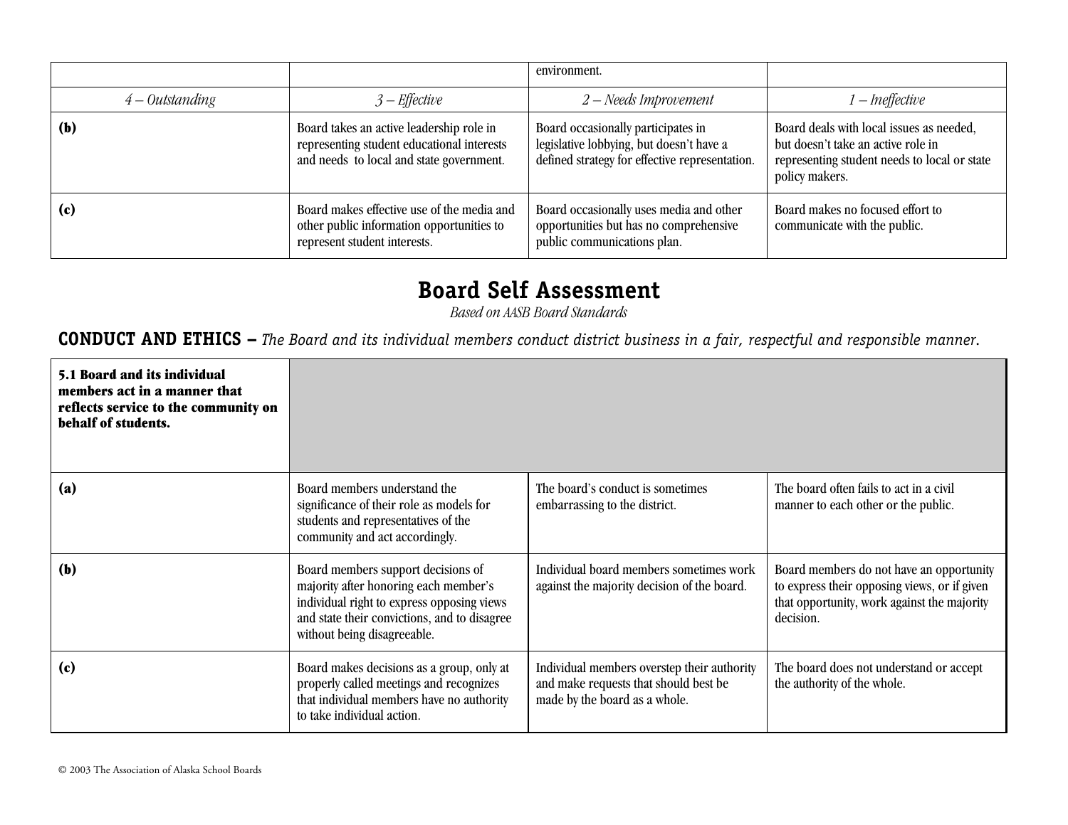| | | environment. | |
|---|---|---|---|
| *4 – Outstanding* | *3 – Effective* | *2 – Needs Improvement* | *1 – Ineffective* |
| **(b)** | Board takes an active leadership role in representing student educational interests and needs to local and state government. | Board occasionally participates in legislative lobbying, but doesn't have a defined strategy for effective representation. | Board deals with local issues as needed, but doesn't take an active role in representing student needs to local or state policy makers. |
| **(c)** | Board makes effective use of the media and other public information opportunities to represent student interests. | Board occasionally uses media and other opportunities but has no comprehensive public communications plan. | Board makes no focused effort to communicate with the public. |

# Board Self Assessment

*Based on AASB Board Standards*

## CONDUCT AND ETHICS – *The Board and its individual members conduct district business in a fair, respectful and responsible manner.*

| **5.1 Board and its individual members act in a manner that reflects service to the community on behalf of students.** | | | |
|---|---|---|---|
| **(a)** | Board members understand the significance of their role as models for students and representatives of the community and act accordingly. | The board's conduct is sometimes embarrassing to the district. | The board often fails to act in a civil manner to each other or the public. |
| **(b)** | Board members support decisions of majority after honoring each member's individual right to express opposing views and state their convictions, and to disagree without being disagreeable. | Individual board members sometimes work against the majority decision of the board. | Board members do not have an opportunity to express their opposing views, or if given that opportunity, work against the majority decision. |
| **(c)** | Board makes decisions as a group, only at properly called meetings and recognizes that individual members have no authority to take individual action. | Individual members overstep their authority and make requests that should best be made by the board as a whole. | The board does not understand or accept the authority of the whole. |

© 2003 The Association of Alaska School Boards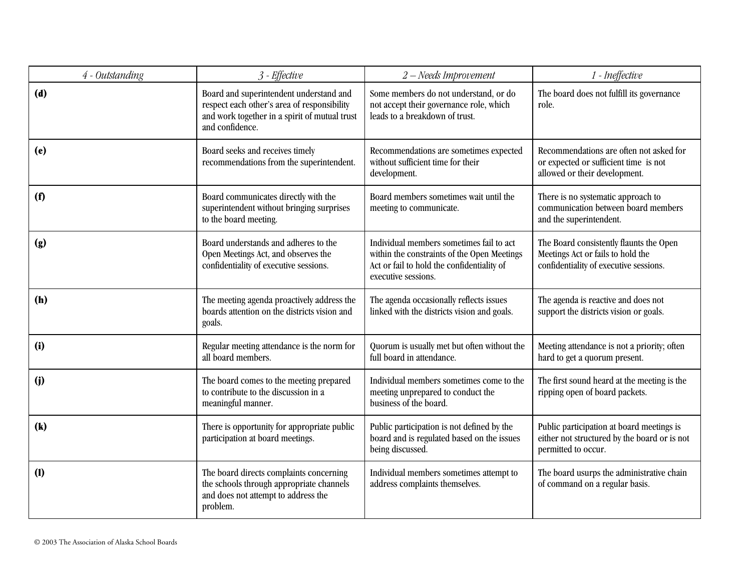| *4 - Outstanding* | *3 - Effective* | *2 – Needs Improvement* | *1 - Ineffective* |
|---|---|---|---|
| **(d)** | Board and superintendent understand and respect each other's area of responsibility and work together in a spirit of mutual trust and confidence. | Some members do not understand, or do not accept their governance role, which leads to a breakdown of trust. | The board does not fulfill its governance role. |
| **(e)** | Board seeks and receives timely recommendations from the superintendent. | Recommendations are sometimes expected without sufficient time for their development. | Recommendations are often not asked for or expected or sufficient time is not allowed or their development. |
| **(f)** | Board communicates directly with the superintendent without bringing surprises to the board meeting. | Board members sometimes wait until the meeting to communicate. | There is no systematic approach to communication between board members and the superintendent. |
| **(g)** | Board understands and adheres to the Open Meetings Act, and observes the confidentiality of executive sessions. | Individual members sometimes fail to act within the constraints of the Open Meetings Act or fail to hold the confidentiality of executive sessions. | The Board consistently flaunts the Open Meetings Act or fails to hold the confidentiality of executive sessions. |
| **(h)** | The meeting agenda proactively address the boards attention on the districts vision and goals. | The agenda occasionally reflects issues linked with the districts vision and goals. | The agenda is reactive and does not support the districts vision or goals. |
| **(i)** | Regular meeting attendance is the norm for all board members. | Quorum is usually met but often without the full board in attendance. | Meeting attendance is not a priority; often hard to get a quorum present. |
| **(j)** | The board comes to the meeting prepared to contribute to the discussion in a meaningful manner. | Individual members sometimes come to the meeting unprepared to conduct the business of the board. | The first sound heard at the meeting is the ripping open of board packets. |
| **(k)** | There is opportunity for appropriate public participation at board meetings. | Public participation is not defined by the board and is regulated based on the issues being discussed. | Public participation at board meetings is either not structured by the board or is not permitted to occur. |
| **(l)** | The board directs complaints concerning the schools through appropriate channels and does not attempt to address the problem. | Individual members sometimes attempt to address complaints themselves. | The board usurps the administrative chain of command on a regular basis. |

© 2003 The Association of Alaska School Boards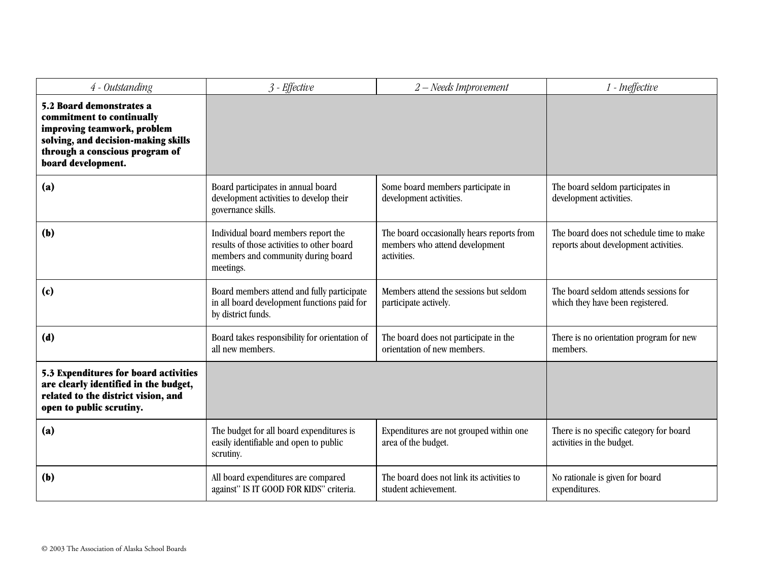| *4 - Outstanding* | *3 - Effective* | *2 – Needs Improvement* | *1 - Ineffective* |
|---|---|---|---|
| **5.2 Board demonstrates a commitment to continually improving teamwork, problem solving, and decision-making skills through a conscious program of board development.** | | | |
| **(a)** | Board participates in annual board development activities to develop their governance skills. | Some board members participate in development activities. | The board seldom participates in development activities. |
| **(b)** | Individual board members report the results of those activities to other board members and community during board meetings. | The board occasionally hears reports from members who attend development activities. | The board does not schedule time to make reports about development activities. |
| **(c)** | Board members attend and fully participate in all board development functions paid for by district funds. | Members attend the sessions but seldom participate actively. | The board seldom attends sessions for which they have been registered. |
| **(d)** | Board takes responsibility for orientation of all new members. | The board does not participate in the orientation of new members. | There is no orientation program for new members. |
| **5.3 Expenditures for board activities are clearly identified in the budget, related to the district vision, and open to public scrutiny.** | | | |
| **(a)** | The budget for all board expenditures is easily identifiable and open to public scrutiny. | Expenditures are not grouped within one area of the budget. | There is no specific category for board activities in the budget. |
| **(b)** | All board expenditures are compared against" IS IT GOOD FOR KIDS" criteria. | The board does not link its activities to student achievement. | No rationale is given for board expenditures. |

© 2003 The Association of Alaska School Boards